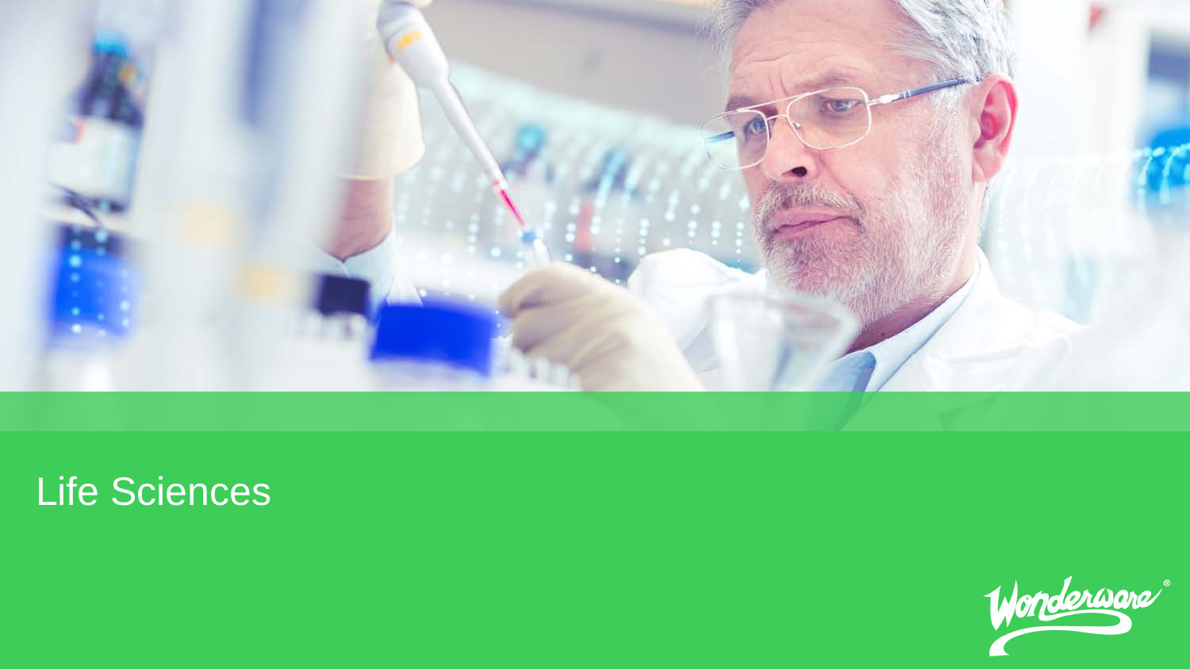# Life Sciences

Wonderware®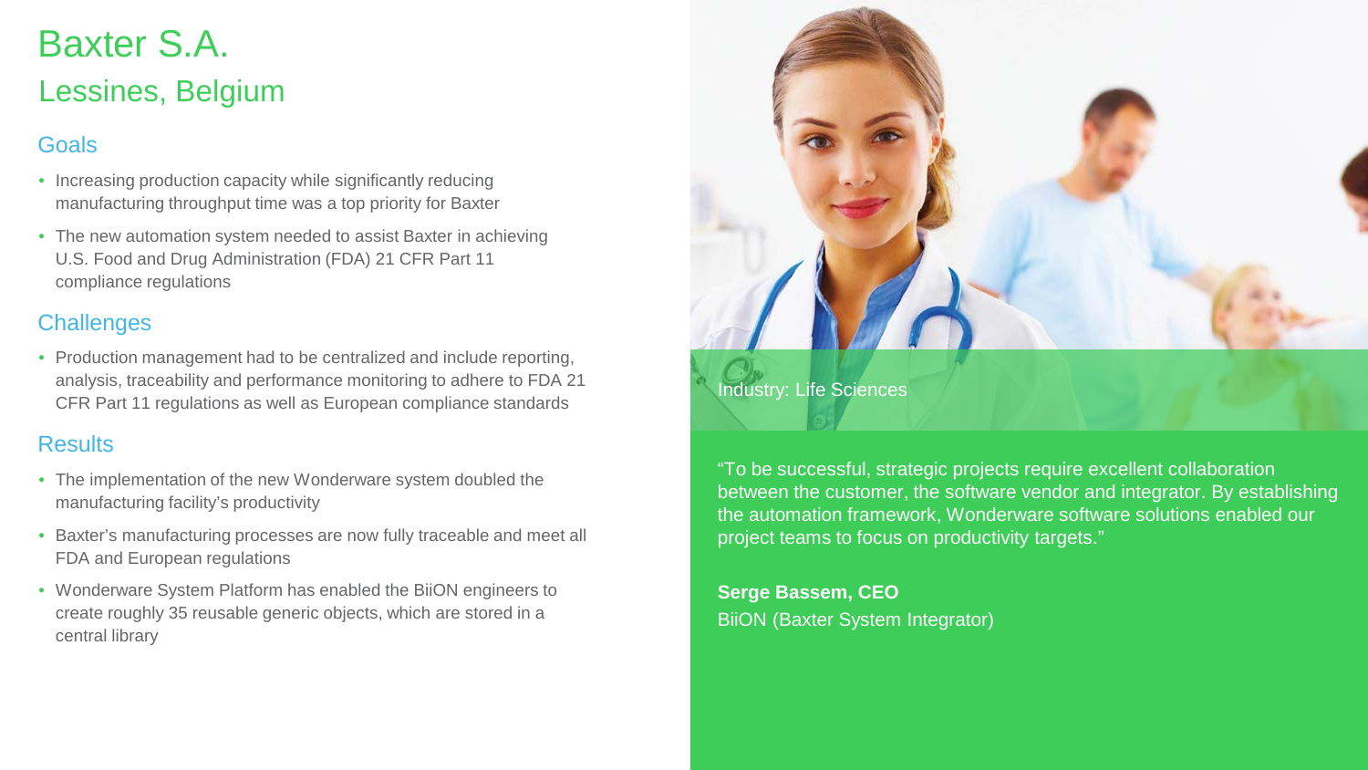# Baxter S.A.

## Lessines, Belgium

### Goals

- Increasing production capacity while significantly reducing manufacturing throughput time was a top priority for Baxter
- The new automation system needed to assist Baxter in achieving U.S. Food and Drug Administration (FDA) 21 CFR Part 11 compliance regulations

### Challenges

- Production management had to be centralized and include reporting, analysis, traceability and performance monitoring to adhere to FDA 21 CFR Part 11 regulations as well as European compliance standards

### Results

- The implementation of the new Wonderware system doubled the manufacturing facility's productivity
- Baxter's manufacturing processes are now fully traceable and meet all FDA and European regulations
- Wonderware System Platform has enabled the BiiON engineers to create roughly 35 reusable generic objects, which are stored in a central library

Industry: Life Sciences

"To be successful, strategic projects require excellent collaboration between the customer, the software vendor and integrator. By establishing the automation framework, Wonderware software solutions enabled our project teams to focus on productivity targets."

**Serge Bassem, CEO**
BiiON (Baxter System Integrator)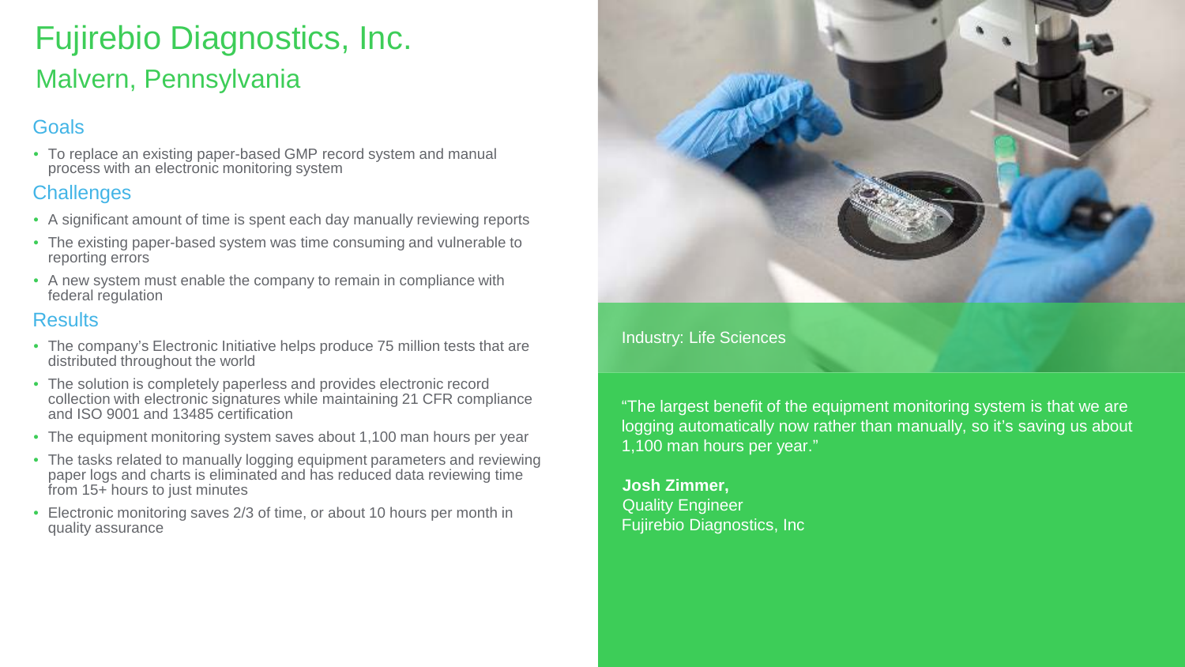# Fujirebio Diagnostics, Inc.

## Malvern, Pennsylvania

### Goals

- To replace an existing paper-based GMP record system and manual process with an electronic monitoring system

### Challenges

- A significant amount of time is spent each day manually reviewing reports
- The existing paper-based system was time consuming and vulnerable to reporting errors
- A new system must enable the company to remain in compliance with federal regulation

### Results

- The company's Electronic Initiative helps produce 75 million tests that are distributed throughout the world
- The solution is completely paperless and provides electronic record collection with electronic signatures while maintaining 21 CFR compliance and ISO 9001 and 13485 certification
- The equipment monitoring system saves about 1,100 man hours per year
- The tasks related to manually logging equipment parameters and reviewing paper logs and charts is eliminated and has reduced data reviewing time from 15+ hours to just minutes
- Electronic monitoring saves 2/3 of time, or about 10 hours per month in quality assurance

Industry: Life Sciences

"The largest benefit of the equipment monitoring system is that we are logging automatically now rather than manually, so it's saving us about 1,100 man hours per year."

**Josh Zimmer,**
Quality Engineer
Fujirebio Diagnostics, Inc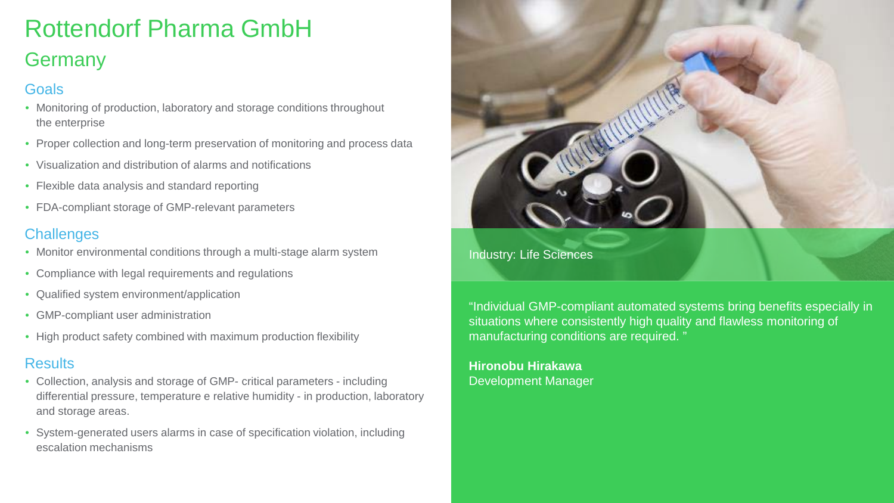# Rottendorf Pharma GmbH

## Germany

### Goals

- Monitoring of production, laboratory and storage conditions throughout the enterprise
- Proper collection and long-term preservation of monitoring and process data
- Visualization and distribution of alarms and notifications
- Flexible data analysis and standard reporting
- FDA-compliant storage of GMP-relevant parameters

### Challenges

- Monitor environmental conditions through a multi-stage alarm system
- Compliance with legal requirements and regulations
- Qualified system environment/application
- GMP-compliant user administration
- High product safety combined with maximum production flexibility

### Results

- Collection, analysis and storage of GMP- critical parameters - including differential pressure, temperature e relative humidity - in production, laboratory and storage areas.
- System-generated users alarms in case of specification violation, including escalation mechanisms

Industry: Life Sciences

"Individual GMP-compliant automated systems bring benefits especially in situations where consistently high quality and flawless monitoring of manufacturing conditions are required. "

**Hironobu Hirakawa**
Development Manager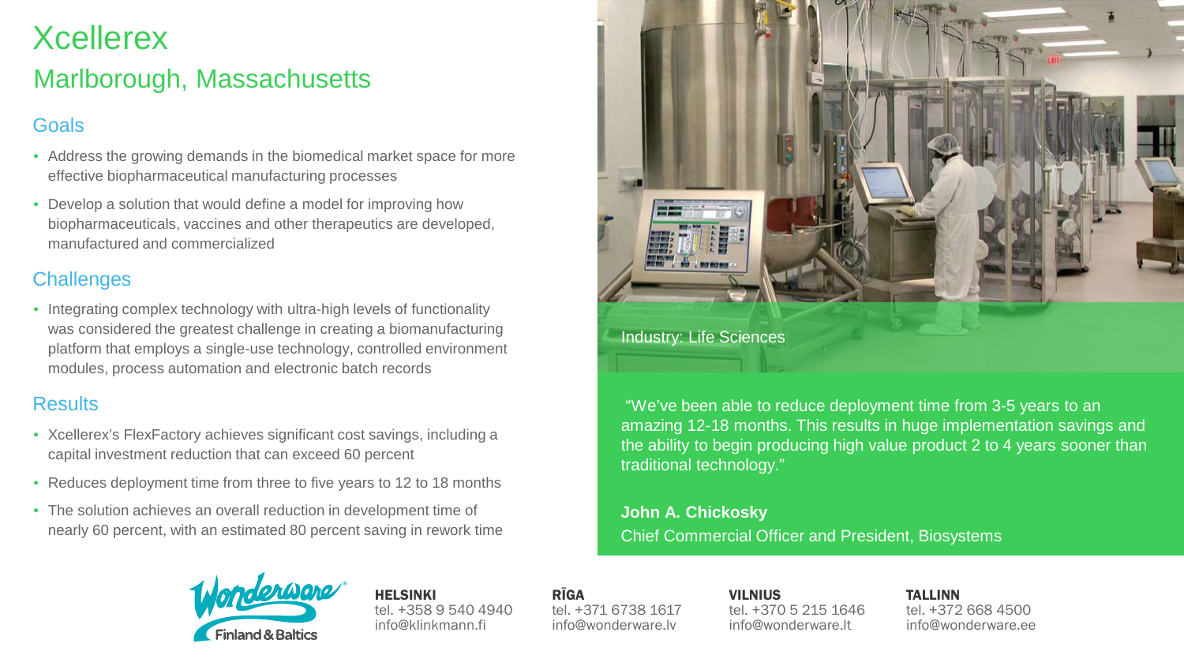# Xcellerex

## Marlborough, Massachusetts

### Goals

- Address the growing demands in the biomedical market space for more effective biopharmaceutical manufacturing processes
- Develop a solution that would define a model for improving how biopharmaceuticals, vaccines and other therapeutics are developed, manufactured and commercialized

### Challenges

- Integrating complex technology with ultra-high levels of functionality was considered the greatest challenge in creating a biomanufacturing platform that employs a single-use technology, controlled environment modules, process automation and electronic batch records

### Results

- Xcellerex's FlexFactory achieves significant cost savings, including a capital investment reduction that can exceed 60 percent
- Reduces deployment time from three to five years to 12 to 18 months
- The solution achieves an overall reduction in development time of nearly 60 percent, with an estimated 80 percent saving in rework time

Industry: Life Sciences

"We've been able to reduce deployment time from 3-5 years to an amazing 12-18 months. This results in huge implementation savings and the ability to begin producing high value product 2 to 4 years sooner than traditional technology."

**John A. Chickosky**
Chief Commercial Officer and President, Biosystems

Wonderware Finland & Baltics

**HELSINKI**
tel. +358 9 540 4940
info@klinkmann.fi

**RĪGA**
tel. +371 6738 1617
info@wonderware.lv

**VILNIUS**
tel. +370 5 215 1646
info@wonderware.lt

**TALLINN**
tel. +372 668 4500
info@wonderware.ee